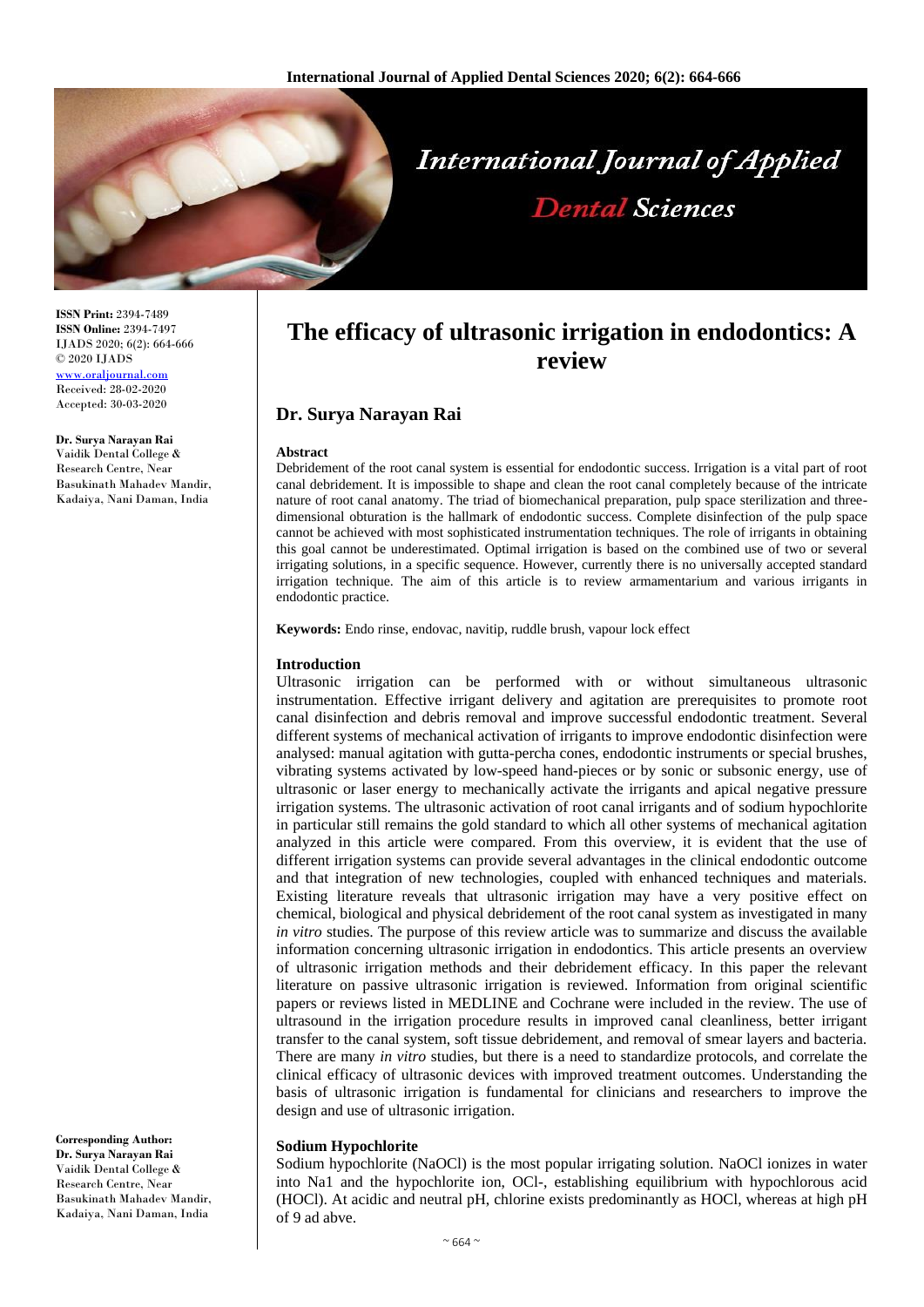# The efficacy of ultrasonic irrigation in endodontics: A review

## Dr. Surya Narayan Rai

**ISSN Print:** 2394-7489
**ISSN Online:** 2394-7497
IJADS 2020; 6(2): 664-666
© 2020 IJADS
www.oraljournal.com
Received: 28-02-2020
Accepted: 30-03-2020

**Dr. Surya Narayan Rai**
Vaidik Dental College & Research Centre, Near Basukinath Mahadev Mandir, Kadaiya, Nani Daman, India

**Corresponding Author:**
**Dr. Surya Narayan Rai**
Vaidik Dental College & Research Centre, Near Basukinath Mahadev Mandir, Kadaiya, Nani Daman, India

### Abstract

Debridement of the root canal system is essential for endodontic success. Irrigation is a vital part of root canal debridement. It is impossible to shape and clean the root canal completely because of the intricate nature of root canal anatomy. The triad of biomechanical preparation, pulp space sterilization and three-dimensional obturation is the hallmark of endodontic success. Complete disinfection of the pulp space cannot be achieved with most sophisticated instrumentation techniques. The role of irrigants in obtaining this goal cannot be underestimated. Optimal irrigation is based on the combined use of two or several irrigating solutions, in a specific sequence. However, currently there is no universally accepted standard irrigation technique. The aim of this article is to review armamentarium and various irrigants in endodontic practice.

**Keywords:** Endo rinse, endovac, navitip, ruddle brush, vapour lock effect

### Introduction

Ultrasonic irrigation can be performed with or without simultaneous ultrasonic instrumentation. Effective irrigant delivery and agitation are prerequisites to promote root canal disinfection and debris removal and improve successful endodontic treatment. Several different systems of mechanical activation of irrigants to improve endodontic disinfection were analysed: manual agitation with gutta-percha cones, endodontic instruments or special brushes, vibrating systems activated by low-speed hand-pieces or by sonic or subsonic energy, use of ultrasonic or laser energy to mechanically activate the irrigants and apical negative pressure irrigation systems. The ultrasonic activation of root canal irrigants and of sodium hypochlorite in particular still remains the gold standard to which all other systems of mechanical agitation analyzed in this article were compared. From this overview, it is evident that the use of different irrigation systems can provide several advantages in the clinical endodontic outcome and that integration of new technologies, coupled with enhanced techniques and materials. Existing literature reveals that ultrasonic irrigation may have a very positive effect on chemical, biological and physical debridement of the root canal system as investigated in many *in vitro* studies. The purpose of this review article was to summarize and discuss the available information concerning ultrasonic irrigation in endodontics. This article presents an overview of ultrasonic irrigation methods and their debridement efficacy. In this paper the relevant literature on passive ultrasonic irrigation is reviewed. Information from original scientific papers or reviews listed in MEDLINE and Cochrane were included in the review. The use of ultrasound in the irrigation procedure results in improved canal cleanliness, better irrigant transfer to the canal system, soft tissue debridement, and removal of smear layers and bacteria. There are many *in vitro* studies, but there is a need to standardize protocols, and correlate the clinical efficacy of ultrasonic devices with improved treatment outcomes. Understanding the basis of ultrasonic irrigation is fundamental for clinicians and researchers to improve the design and use of ultrasonic irrigation.

### Sodium Hypochlorite

Sodium hypochlorite (NaOCl) is the most popular irrigating solution. NaOCl ionizes in water into Na1 and the hypochlorite ion, $OCl^-$, establishing equilibrium with hypochlorous acid (HOCl). At acidic and neutral pH, chlorine exists predominantly as HOCl, whereas at high pH of 9 ad abve.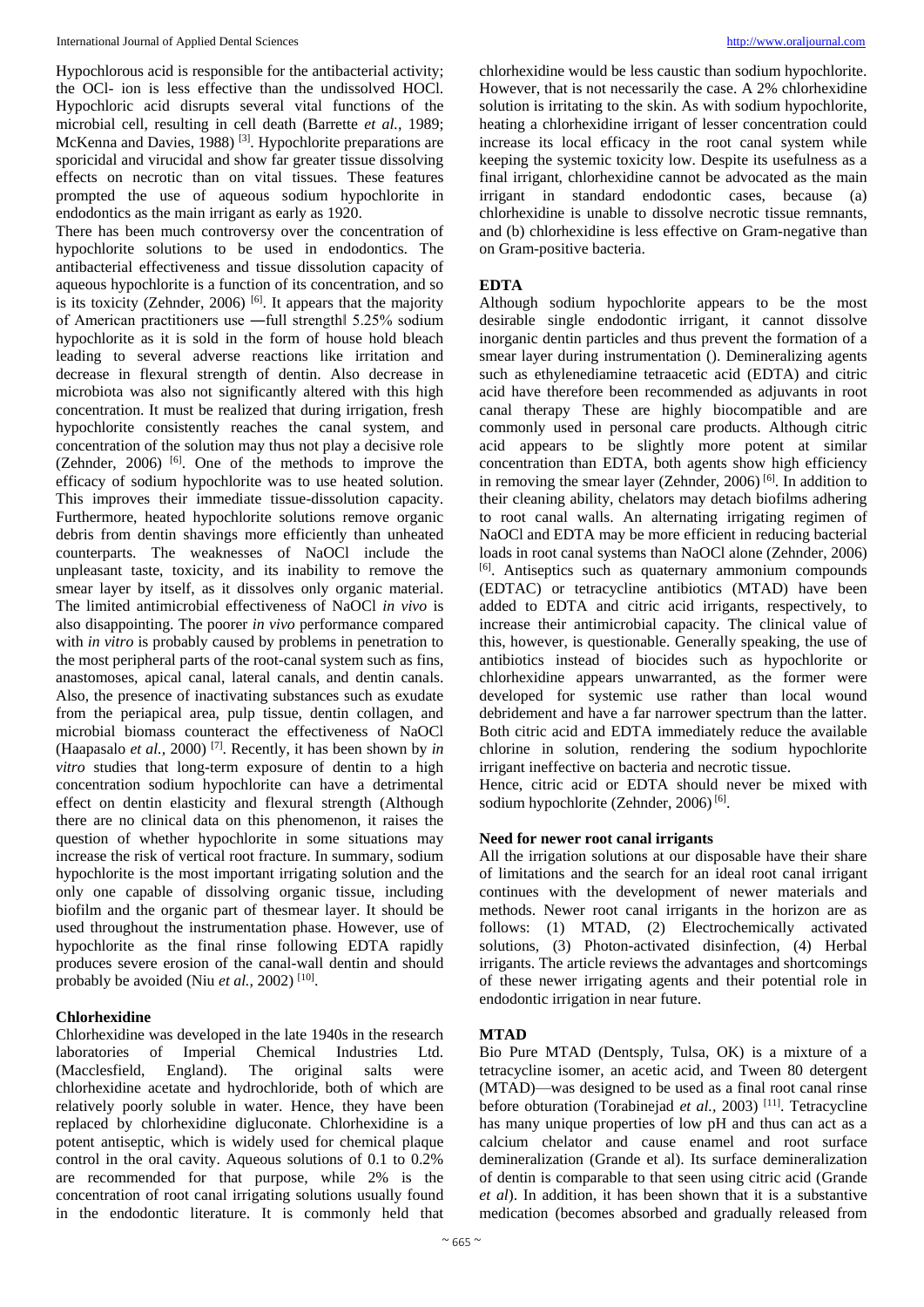Hypochlorous acid is responsible for the antibacterial activity; the OCl- ion is less effective than the undissolved HOCl. Hypochloric acid disrupts several vital functions of the microbial cell, resulting in cell death (Barrette *et al.,* 1989; McKenna and Davies, 1988) [3]. Hypochlorite preparations are sporicidal and virucidal and show far greater tissue dissolving effects on necrotic than on vital tissues. These features prompted the use of aqueous sodium hypochlorite in endodontics as the main irrigant as early as 1920.

There has been much controversy over the concentration of hypochlorite solutions to be used in endodontics. The antibacterial effectiveness and tissue dissolution capacity of aqueous hypochlorite is a function of its concentration, and so is its toxicity (Zehnder, 2006) [6]. It appears that the majority of American practitioners use ―full strength‖ 5.25% sodium hypochlorite as it is sold in the form of house hold bleach leading to several adverse reactions like irritation and decrease in flexural strength of dentin. Also decrease in microbiota was also not significantly altered with this high concentration. It must be realized that during irrigation, fresh hypochlorite consistently reaches the canal system, and concentration of the solution may thus not play a decisive role (Zehnder, 2006) [6]. One of the methods to improve the efficacy of sodium hypochlorite was to use heated solution. This improves their immediate tissue-dissolution capacity. Furthermore, heated hypochlorite solutions remove organic debris from dentin shavings more efficiently than unheated counterparts. The weaknesses of NaOCl include the unpleasant taste, toxicity, and its inability to remove the smear layer by itself, as it dissolves only organic material. The limited antimicrobial effectiveness of NaOCl *in vivo* is also disappointing. The poorer *in vivo* performance compared with *in vitro* is probably caused by problems in penetration to the most peripheral parts of the root-canal system such as fins, anastomoses, apical canal, lateral canals, and dentin canals. Also, the presence of inactivating substances such as exudate from the periapical area, pulp tissue, dentin collagen, and microbial biomass counteract the effectiveness of NaOCl (Haapasalo *et al.,* 2000) [7]. Recently, it has been shown by *in vitro* studies that long-term exposure of dentin to a high concentration sodium hypochlorite can have a detrimental effect on dentin elasticity and flexural strength (Although there are no clinical data on this phenomenon, it raises the question of whether hypochlorite in some situations may increase the risk of vertical root fracture. In summary, sodium hypochlorite is the most important irrigating solution and the only one capable of dissolving organic tissue, including biofilm and the organic part of thesmear layer. It should be used throughout the instrumentation phase. However, use of hypochlorite as the final rinse following EDTA rapidly produces severe erosion of the canal-wall dentin and should probably be avoided (Niu *et al.,* 2002) [10].

**Chlorhexidine**

Chlorhexidine was developed in the late 1940s in the research laboratories of Imperial Chemical Industries Ltd. (Macclesfield, England). The original salts were chlorhexidine acetate and hydrochloride, both of which are relatively poorly soluble in water. Hence, they have been replaced by chlorhexidine digluconate. Chlorhexidine is a potent antiseptic, which is widely used for chemical plaque control in the oral cavity. Aqueous solutions of 0.1 to 0.2% are recommended for that purpose, while 2% is the concentration of root canal irrigating solutions usually found in the endodontic literature. It is commonly held that chlorhexidine would be less caustic than sodium hypochlorite. However, that is not necessarily the case. A 2% chlorhexidine solution is irritating to the skin. As with sodium hypochlorite, heating a chlorhexidine irrigant of lesser concentration could increase its local efficacy in the root canal system while keeping the systemic toxicity low. Despite its usefulness as a final irrigant, chlorhexidine cannot be advocated as the main irrigant in standard endodontic cases, because (a) chlorhexidine is unable to dissolve necrotic tissue remnants, and (b) chlorhexidine is less effective on Gram-negative than on Gram-positive bacteria.

**EDTA**

Although sodium hypochlorite appears to be the most desirable single endodontic irrigant, it cannot dissolve inorganic dentin particles and thus prevent the formation of a smear layer during instrumentation (). Demineralizing agents such as ethylenediamine tetraacetic acid (EDTA) and citric acid have therefore been recommended as adjuvants in root canal therapy These are highly biocompatible and are commonly used in personal care products. Although citric acid appears to be slightly more potent at similar concentration than EDTA, both agents show high efficiency in removing the smear layer (Zehnder, 2006) [6]. In addition to their cleaning ability, chelators may detach biofilms adhering to root canal walls. An alternating irrigating regimen of NaOCl and EDTA may be more efficient in reducing bacterial loads in root canal systems than NaOCl alone (Zehnder, 2006) [6]. Antiseptics such as quaternary ammonium compounds (EDTAC) or tetracycline antibiotics (MTAD) have been added to EDTA and citric acid irrigants, respectively, to increase their antimicrobial capacity. The clinical value of this, however, is questionable. Generally speaking, the use of antibiotics instead of biocides such as hypochlorite or chlorhexidine appears unwarranted, as the former were developed for systemic use rather than local wound debridement and have a far narrower spectrum than the latter. Both citric acid and EDTA immediately reduce the available chlorine in solution, rendering the sodium hypochlorite irrigant ineffective on bacteria and necrotic tissue.

Hence, citric acid or EDTA should never be mixed with sodium hypochlorite (Zehnder, 2006) [6].

**Need for newer root canal irrigants**

All the irrigation solutions at our disposable have their share of limitations and the search for an ideal root canal irrigant continues with the development of newer materials and methods. Newer root canal irrigants in the horizon are as follows: (1) MTAD, (2) Electrochemically activated solutions, (3) Photon-activated disinfection, (4) Herbal irrigants. The article reviews the advantages and shortcomings of these newer irrigating agents and their potential role in endodontic irrigation in near future.

**MTAD**

Bio Pure MTAD (Dentsply, Tulsa, OK) is a mixture of a tetracycline isomer, an acetic acid, and Tween 80 detergent (MTAD)—was designed to be used as a final root canal rinse before obturation (Torabinejad *et al.,* 2003) [11]. Tetracycline has many unique properties of low pH and thus can act as a calcium chelator and cause enamel and root surface demineralization (Grande et al). Its surface demineralization of dentin is comparable to that seen using citric acid (Grande *et al*). In addition, it has been shown that it is a substantive medication (becomes absorbed and gradually released from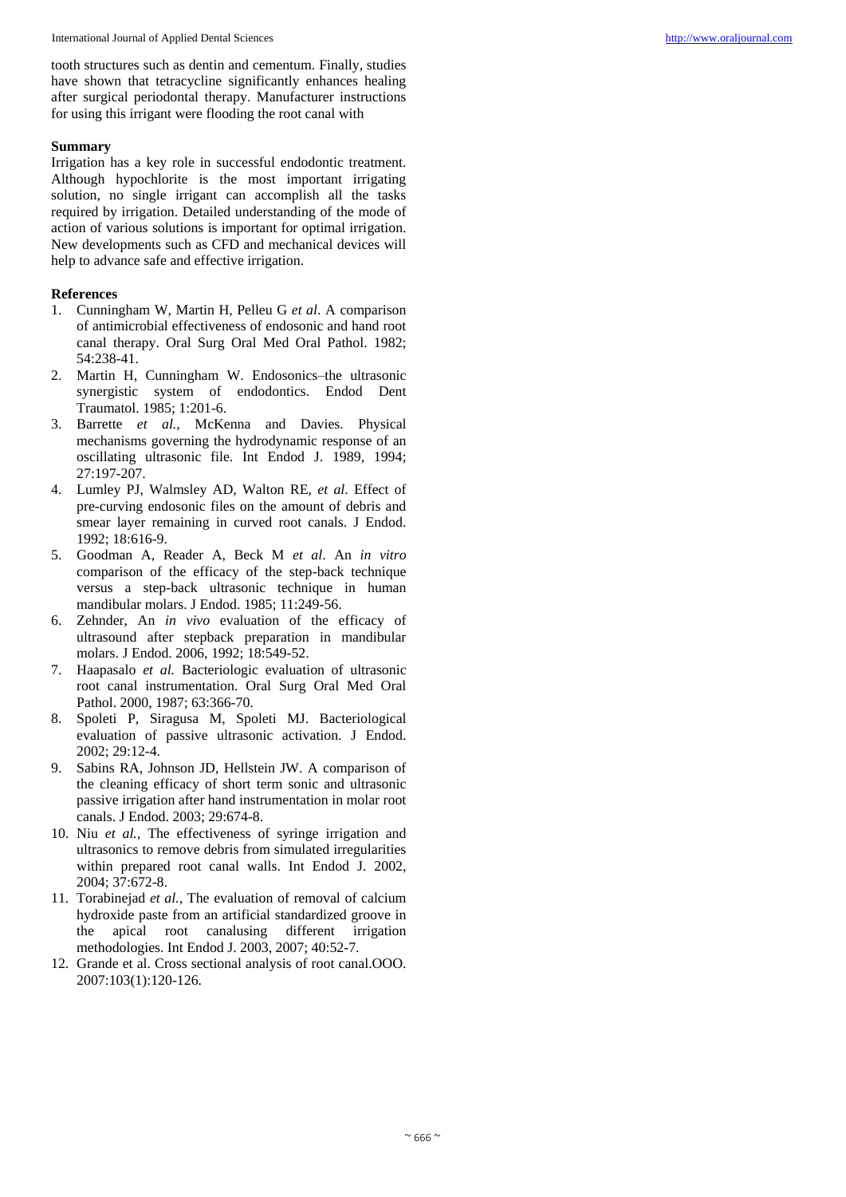tooth structures such as dentin and cementum. Finally, studies have shown that tetracycline significantly enhances healing after surgical periodontal therapy. Manufacturer instructions for using this irrigant were flooding the root canal with

## Summary

Irrigation has a key role in successful endodontic treatment. Although hypochlorite is the most important irrigating solution, no single irrigant can accomplish all the tasks required by irrigation. Detailed understanding of the mode of action of various solutions is important for optimal irrigation. New developments such as CFD and mechanical devices will help to advance safe and effective irrigation.

## References

1. Cunningham W, Martin H, Pelleu G *et al*. A comparison of antimicrobial effectiveness of endosonic and hand root canal therapy. Oral Surg Oral Med Oral Pathol. 1982; 54:238-41.
2. Martin H, Cunningham W. Endosonics–the ultrasonic synergistic system of endodontics. Endod Dent Traumatol. 1985; 1:201-6.
3. Barrette *et al.*, McKenna and Davies. Physical mechanisms governing the hydrodynamic response of an oscillating ultrasonic file. Int Endod J. 1989, 1994; 27:197-207.
4. Lumley PJ, Walmsley AD, Walton RE, *et al*. Effect of pre-curving endosonic files on the amount of debris and smear layer remaining in curved root canals. J Endod. 1992; 18:616-9.
5. Goodman A, Reader A, Beck M *et al*. An *in vitro* comparison of the efficacy of the step-back technique versus a step-back ultrasonic technique in human mandibular molars. J Endod. 1985; 11:249-56.
6. Zehnder, An *in vivo* evaluation of the efficacy of ultrasound after stepback preparation in mandibular molars. J Endod. 2006, 1992; 18:549-52.
7. Haapasalo *et al.* Bacteriologic evaluation of ultrasonic root canal instrumentation. Oral Surg Oral Med Oral Pathol. 2000, 1987; 63:366-70.
8. Spoleti P, Siragusa M, Spoleti MJ. Bacteriological evaluation of passive ultrasonic activation. J Endod. 2002; 29:12-4.
9. Sabins RA, Johnson JD, Hellstein JW. A comparison of the cleaning efficacy of short term sonic and ultrasonic passive irrigation after hand instrumentation in molar root canals. J Endod. 2003; 29:674-8.
10. Niu *et al.*, The effectiveness of syringe irrigation and ultrasonics to remove debris from simulated irregularities within prepared root canal walls. Int Endod J. 2002, 2004; 37:672-8.
11. Torabinejad *et al.*, The evaluation of removal of calcium hydroxide paste from an artificial standardized groove in the apical root canalusing different irrigation methodologies. Int Endod J. 2003, 2007; 40:52-7.
12. Grande et al. Cross sectional analysis of root canal.OOO. 2007:103(1):120-126.